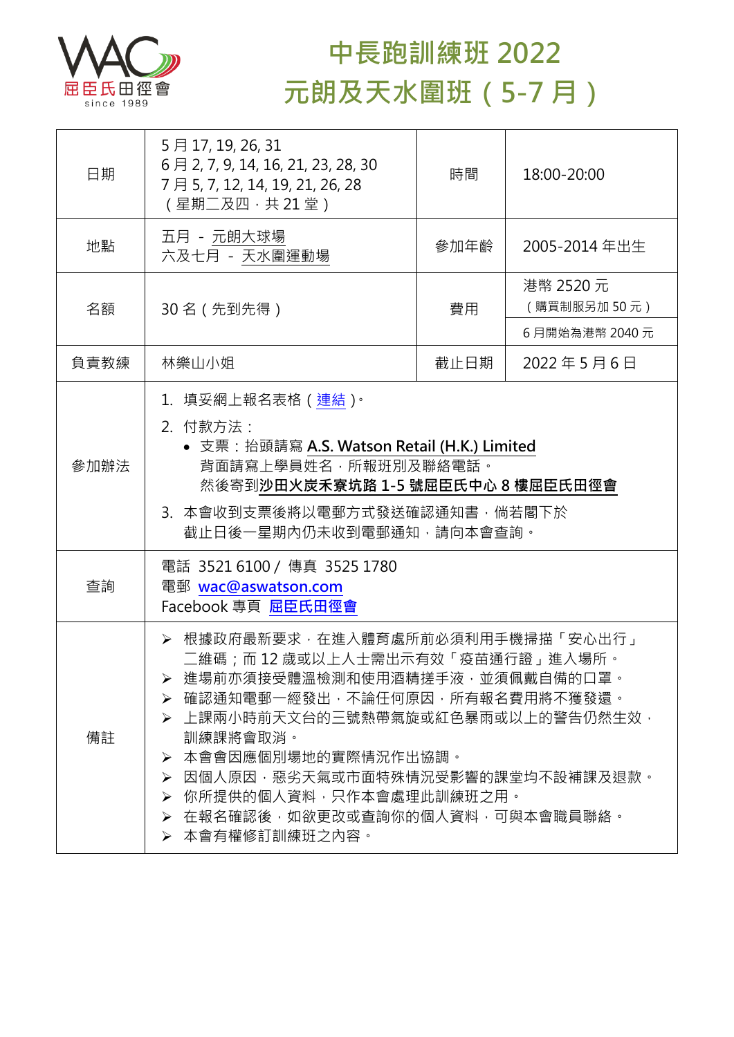屈臣氏田徑會 since 1989

# 中長跑訓練班 2022
# 元朗及天水圍班（5-7 月）

| 日期 | 5 月 17, 19, 26, 31<br>6 月 2, 7, 9, 14, 16, 21, 23, 28, 30<br>7 月 5, 7, 12, 14, 19, 21, 26, 28<br>（星期二及四，共 21 堂） | 時間 | 18:00-20:00 |
|---|---|---|---|
| 地點 | 五月 - 元朗大球場<br>六及七月 - 天水圍運動場 | 參加年齡 | 2005-2014 年出生 |
| 名額 | 30 名（先到先得） | 費用 | 港幣 2520 元<br>（購買制服另加 50 元）<br>6 月開始為港幣 2040 元 |
| 負責教練 | 林樂山小姐 | 截止日期 | 2022 年 5 月 6 日 |
| 參加辦法 | 1. 填妥網上報名表格（連結）。<br>2. 付款方法：<br>• 支票：抬頭請寫 **A.S. Watson Retail (H.K.) Limited**<br>背面請寫上學員姓名，所報班別及聯絡電話。<br>然後寄到**沙田火炭禾寮坑路 1-5 號屈臣氏中心 8 樓屈臣氏田徑會**<br>3. 本會收到支票後將以電郵方式發送確認通知書，倘若閣下於截止日後一星期內仍未收到電郵通知，請向本會查詢。 | | |
| 查詢 | 電話 3521 6100 / 傳真 3525 1780<br>電郵 **wac@aswatson.com**<br>Facebook 專頁 **屈臣氏田徑會** | | |
| 備註 | ➢ 根據政府最新要求，在進入體育處所前必須利用手機掃描「安心出行」二維碼；而 12 歲或以上人士需出示有效「疫苗通行證」進入場所。<br>➢ 進場前亦須接受體溫檢測和使用酒精搓手液，並須佩戴自備的口罩。<br>➢ 確認通知電郵一經發出，不論任何原因，所有報名費用將不獲發還。<br>➢ 上課兩小時前天文台的三號熱帶氣旋或紅色暴雨或以上的警告仍然生效，訓練課將會取消。<br>➢ 本會會因應個別場地的實際情況作出協調。<br>➢ 因個人原因，惡劣天氣或市面特殊情況受影響的課堂均不設補課及退款。<br>➢ 你所提供的個人資料，只作本會處理此訓練班之用。<br>➢ 在報名確認後，如欲更改或查詢你的個人資料，可與本會職員聯絡。<br>➢ 本會有權修訂訓練班之內容。 | | |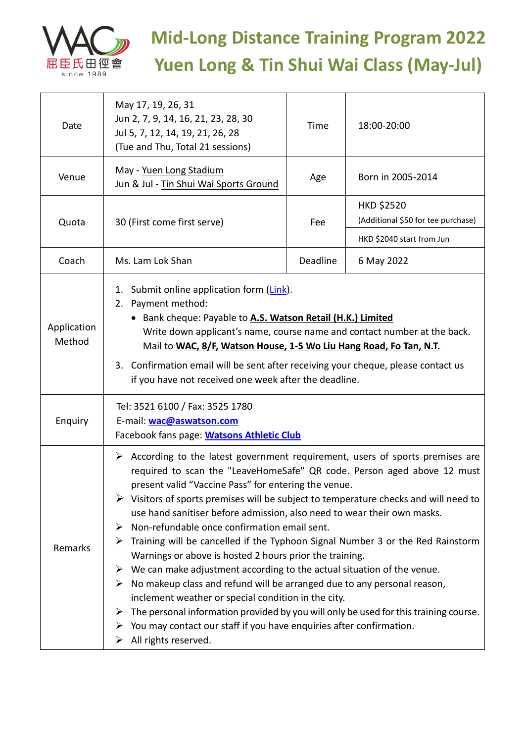# Mid-Long Distance Training Program 2022

# Yuen Long & Tin Shui Wai Class (May-Jul)

| | | | |
|---|---|---|---|
| Date | May 17, 19, 26, 31<br>Jun 2, 7, 9, 14, 16, 21, 23, 28, 30<br>Jul 5, 7, 12, 14, 19, 21, 26, 28<br>(Tue and Thu, Total 21 sessions) | Time | 18:00-20:00 |
| Venue | May - Yuen Long Stadium<br>Jun & Jul - Tin Shui Wai Sports Ground | Age | Born in 2005-2014 |
| Quota | 30 (First come first serve) | Fee | HKD $2520<br>(Additional $50 for tee purchase)<br>HKD $2040 start from Jun |
| Coach | Ms. Lam Lok Shan | Deadline | 6 May 2022 |
| Application Method | 1. Submit online application form (Link).<br>2. Payment method:<br>• Bank cheque: Payable to **A.S. Watson Retail (H.K.) Limited**<br>Write down applicant's name, course name and contact number at the back.<br>Mail to **WAC, 8/F, Watson House, 1-5 Wo Liu Hang Road, Fo Tan, N.T.**<br>3. Confirmation email will be sent after receiving your cheque, please contact us if you have not received one week after the deadline. | | |
| Enquiry | Tel: 3521 6100 / Fax: 3525 1780<br>E-mail: **wac@aswatson.com**<br>Facebook fans page: **Watsons Athletic Club** | | |
| Remarks | ➢ According to the latest government requirement, users of sports premises are required to scan the "LeaveHomeSafe" QR code. Person aged above 12 must present valid "Vaccine Pass" for entering the venue.<br>➢ Visitors of sports premises will be subject to temperature checks and will need to use hand sanitiser before admission, also need to wear their own masks.<br>➢ Non-refundable once confirmation email sent.<br>➢ Training will be cancelled if the Typhoon Signal Number 3 or the Red Rainstorm Warnings or above is hosted 2 hours prior the training.<br>➢ We can make adjustment according to the actual situation of the venue.<br>➢ No makeup class and refund will be arranged due to any personal reason, inclement weather or special condition in the city.<br>➢ The personal information provided by you will only be used for this training course.<br>➢ You may contact our staff if you have enquiries after confirmation.<br>➢ All rights reserved. | | |